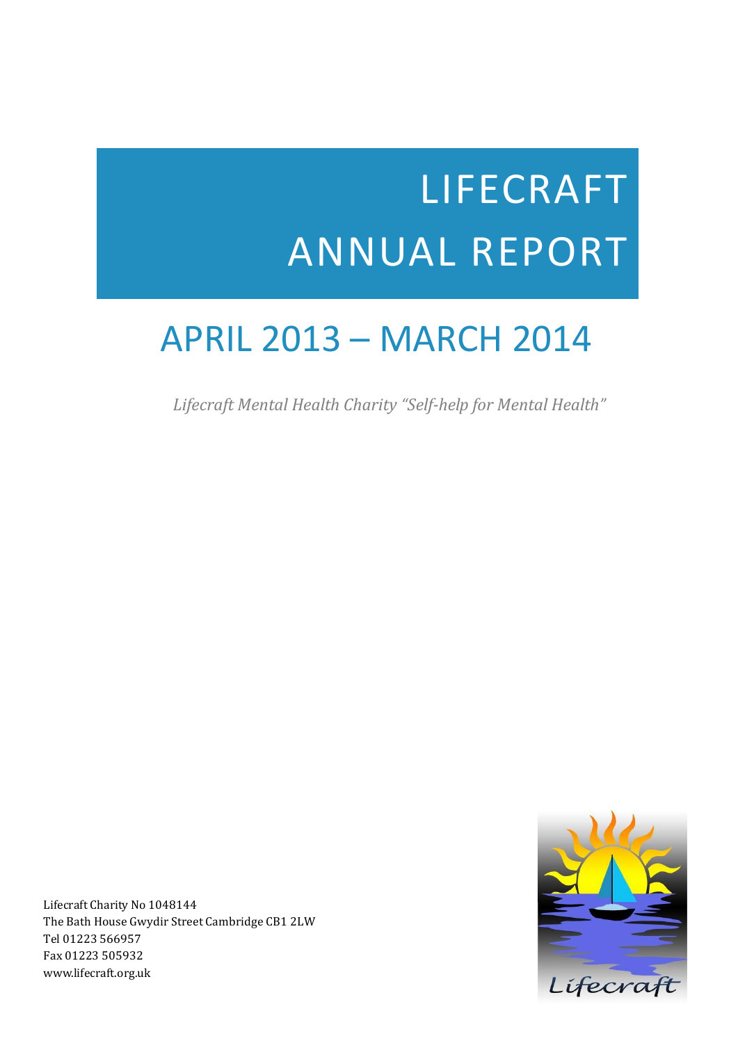# LIFECRAFT ANNUAL REPORT

## APRIL 2013 – MARCH 2014

*Lifecraft Mental Health Charity "Self-help for Mental Health"*

Lifecraft Charity No 1048144
The Bath House Gwydir Street Cambridge CB1 2LW
Tel 01223 566957
Fax 01223 505932
www.lifecraft.org.uk

Lifecraft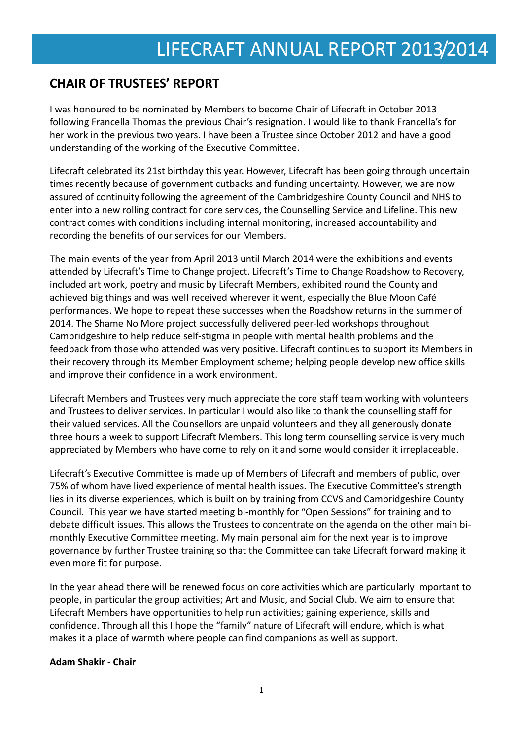# LIFECRAFT ANNUAL REPORT 2013/2014

## CHAIR OF TRUSTEES' REPORT

I was honoured to be nominated by Members to become Chair of Lifecraft in October 2013 following Francella Thomas the previous Chair's resignation. I would like to thank Francella's for her work in the previous two years. I have been a Trustee since October 2012 and have a good understanding of the working of the Executive Committee.

Lifecraft celebrated its 21st birthday this year. However, Lifecraft has been going through uncertain times recently because of government cutbacks and funding uncertainty. However, we are now assured of continuity following the agreement of the Cambridgeshire County Council and NHS to enter into a new rolling contract for core services, the Counselling Service and Lifeline. This new contract comes with conditions including internal monitoring, increased accountability and recording the benefits of our services for our Members.

The main events of the year from April 2013 until March 2014 were the exhibitions and events attended by Lifecraft's Time to Change project. Lifecraft's Time to Change Roadshow to Recovery, included art work, poetry and music by Lifecraft Members, exhibited round the County and achieved big things and was well received wherever it went, especially the Blue Moon Café performances. We hope to repeat these successes when the Roadshow returns in the summer of 2014. The Shame No More project successfully delivered peer-led workshops throughout Cambridgeshire to help reduce self-stigma in people with mental health problems and the feedback from those who attended was very positive. Lifecraft continues to support its Members in their recovery through its Member Employment scheme; helping people develop new office skills and improve their confidence in a work environment.

Lifecraft Members and Trustees very much appreciate the core staff team working with volunteers and Trustees to deliver services. In particular I would also like to thank the counselling staff for their valued services. All the Counsellors are unpaid volunteers and they all generously donate three hours a week to support Lifecraft Members. This long term counselling service is very much appreciated by Members who have come to rely on it and some would consider it irreplaceable.

Lifecraft's Executive Committee is made up of Members of Lifecraft and members of public, over 75% of whom have lived experience of mental health issues. The Executive Committee's strength lies in its diverse experiences, which is built on by training from CCVS and Cambridgeshire County Council. This year we have started meeting bi-monthly for "Open Sessions" for training and to debate difficult issues. This allows the Trustees to concentrate on the agenda on the other main bi-monthly Executive Committee meeting. My main personal aim for the next year is to improve governance by further Trustee training so that the Committee can take Lifecraft forward making it even more fit for purpose.

In the year ahead there will be renewed focus on core activities which are particularly important to people, in particular the group activities; Art and Music, and Social Club. We aim to ensure that Lifecraft Members have opportunities to help run activities; gaining experience, skills and confidence. Through all this I hope the "family" nature of Lifecraft will endure, which is what makes it a place of warmth where people can find companions as well as support.

**Adam Shakir - Chair**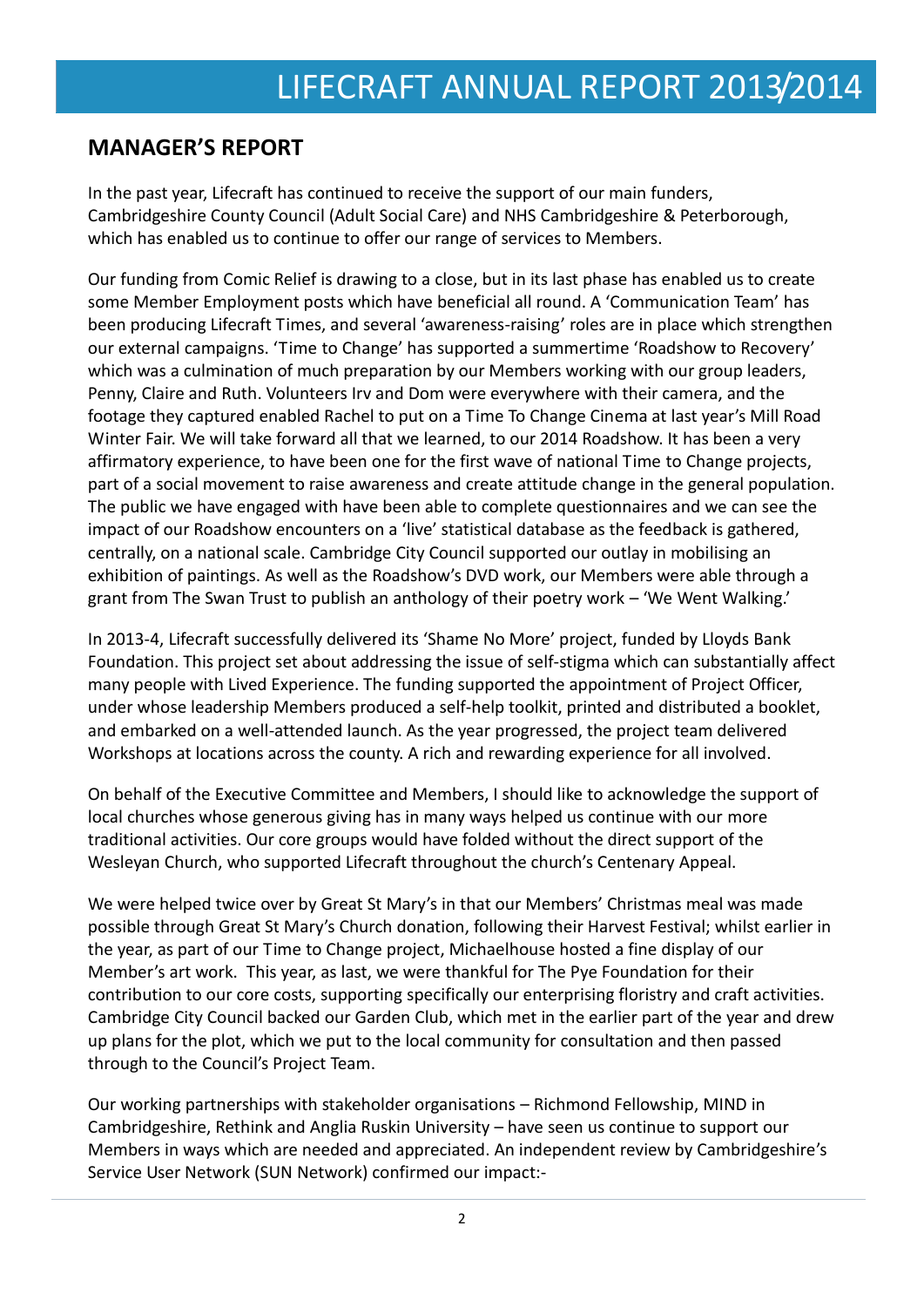## MANAGER'S REPORT

In the past year, Lifecraft has continued to receive the support of our main funders, Cambridgeshire County Council (Adult Social Care) and NHS Cambridgeshire & Peterborough, which has enabled us to continue to offer our range of services to Members.

Our funding from Comic Relief is drawing to a close, but in its last phase has enabled us to create some Member Employment posts which have beneficial all round. A 'Communication Team' has been producing Lifecraft Times, and several 'awareness-raising' roles are in place which strengthen our external campaigns. 'Time to Change' has supported a summertime 'Roadshow to Recovery' which was a culmination of much preparation by our Members working with our group leaders, Penny, Claire and Ruth. Volunteers Irv and Dom were everywhere with their camera, and the footage they captured enabled Rachel to put on a Time To Change Cinema at last year's Mill Road Winter Fair. We will take forward all that we learned, to our 2014 Roadshow. It has been a very affirmatory experience, to have been one for the first wave of national Time to Change projects, part of a social movement to raise awareness and create attitude change in the general population. The public we have engaged with have been able to complete questionnaires and we can see the impact of our Roadshow encounters on a 'live' statistical database as the feedback is gathered, centrally, on a national scale. Cambridge City Council supported our outlay in mobilising an exhibition of paintings. As well as the Roadshow's DVD work, our Members were able through a grant from The Swan Trust to publish an anthology of their poetry work – 'We Went Walking.'

In 2013-4, Lifecraft successfully delivered its 'Shame No More' project, funded by Lloyds Bank Foundation. This project set about addressing the issue of self-stigma which can substantially affect many people with Lived Experience. The funding supported the appointment of Project Officer, under whose leadership Members produced a self-help toolkit, printed and distributed a booklet, and embarked on a well-attended launch. As the year progressed, the project team delivered Workshops at locations across the county. A rich and rewarding experience for all involved.

On behalf of the Executive Committee and Members, I should like to acknowledge the support of local churches whose generous giving has in many ways helped us continue with our more traditional activities. Our core groups would have folded without the direct support of the Wesleyan Church, who supported Lifecraft throughout the church's Centenary Appeal.

We were helped twice over by Great St Mary's in that our Members' Christmas meal was made possible through Great St Mary's Church donation, following their Harvest Festival; whilst earlier in the year, as part of our Time to Change project, Michaelhouse hosted a fine display of our Member's art work. This year, as last, we were thankful for The Pye Foundation for their contribution to our core costs, supporting specifically our enterprising floristry and craft activities. Cambridge City Council backed our Garden Club, which met in the earlier part of the year and drew up plans for the plot, which we put to the local community for consultation and then passed through to the Council's Project Team.

Our working partnerships with stakeholder organisations – Richmond Fellowship, MIND in Cambridgeshire, Rethink and Anglia Ruskin University – have seen us continue to support our Members in ways which are needed and appreciated. An independent review by Cambridgeshire's Service User Network (SUN Network) confirmed our impact:-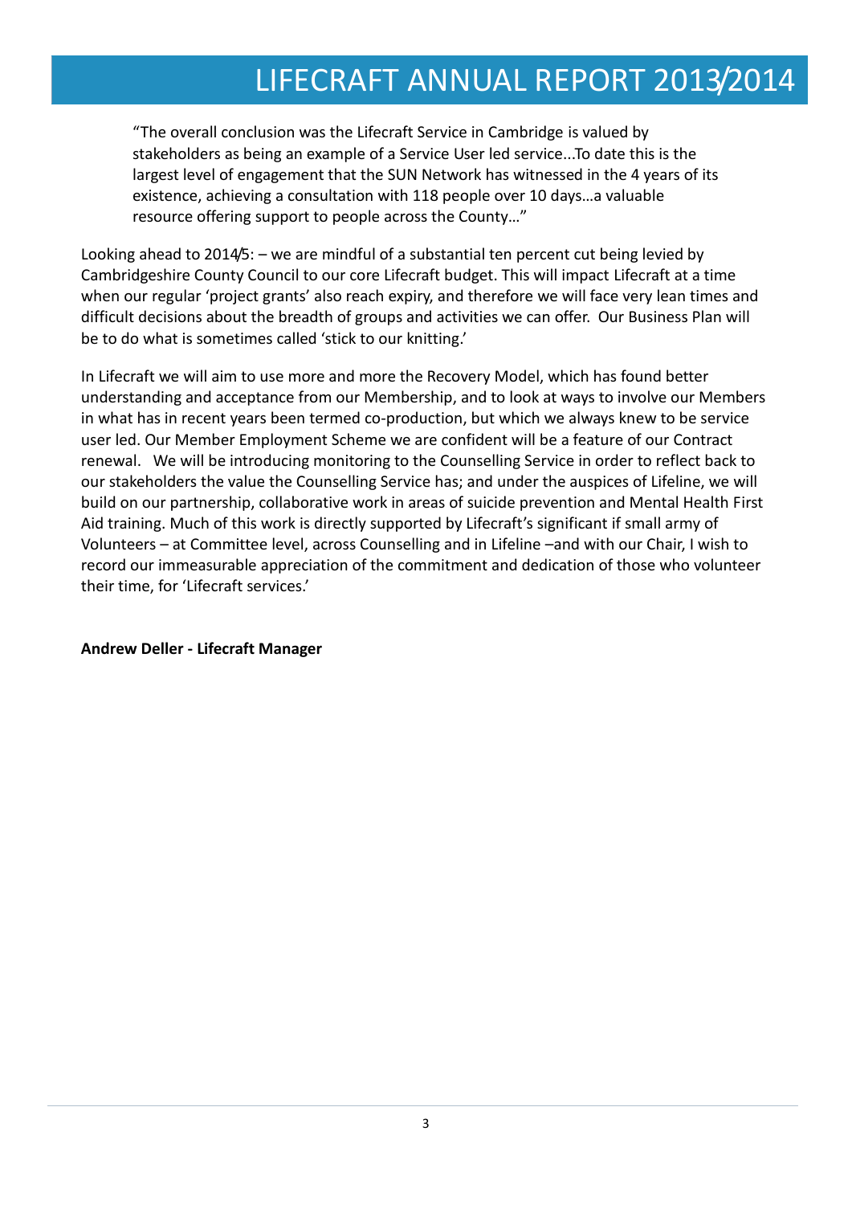> "The overall conclusion was the Lifecraft Service in Cambridge is valued by stakeholders as being an example of a Service User led service...To date this is the largest level of engagement that the SUN Network has witnessed in the 4 years of its existence, achieving a consultation with 118 people over 10 days…a valuable resource offering support to people across the County…"

Looking ahead to 2014/5: – we are mindful of a substantial ten percent cut being levied by Cambridgeshire County Council to our core Lifecraft budget. This will impact Lifecraft at a time when our regular 'project grants' also reach expiry, and therefore we will face very lean times and difficult decisions about the breadth of groups and activities we can offer. Our Business Plan will be to do what is sometimes called 'stick to our knitting.'

In Lifecraft we will aim to use more and more the Recovery Model, which has found better understanding and acceptance from our Membership, and to look at ways to involve our Members in what has in recent years been termed co-production, but which we always knew to be service user led. Our Member Employment Scheme we are confident will be a feature of our Contract renewal. We will be introducing monitoring to the Counselling Service in order to reflect back to our stakeholders the value the Counselling Service has; and under the auspices of Lifeline, we will build on our partnership, collaborative work in areas of suicide prevention and Mental Health First Aid training. Much of this work is directly supported by Lifecraft's significant if small army of Volunteers – at Committee level, across Counselling and in Lifeline –and with our Chair, I wish to record our immeasurable appreciation of the commitment and dedication of those who volunteer their time, for 'Lifecraft services.'

**Andrew Deller - Lifecraft Manager**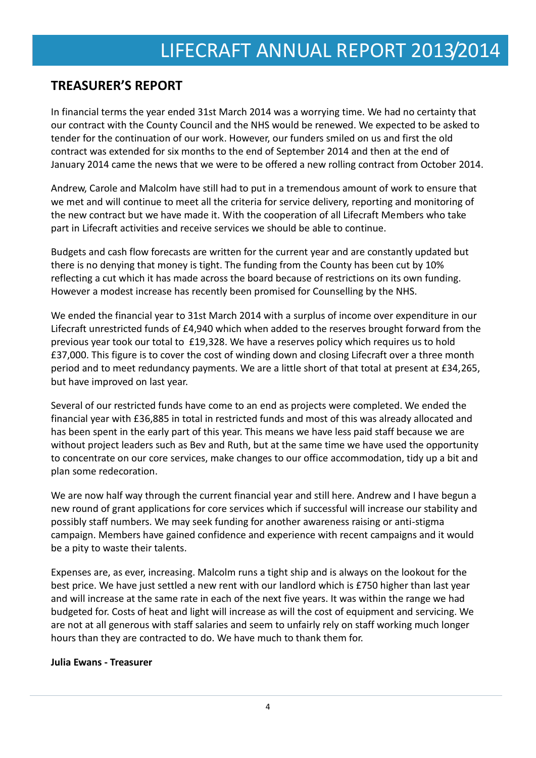## TREASURER'S REPORT

In financial terms the year ended 31st March 2014 was a worrying time. We had no certainty that our contract with the County Council and the NHS would be renewed. We expected to be asked to tender for the continuation of our work. However, our funders smiled on us and first the old contract was extended for six months to the end of September 2014 and then at the end of January 2014 came the news that we were to be offered a new rolling contract from October 2014.

Andrew, Carole and Malcolm have still had to put in a tremendous amount of work to ensure that we met and will continue to meet all the criteria for service delivery, reporting and monitoring of the new contract but we have made it. With the cooperation of all Lifecraft Members who take part in Lifecraft activities and receive services we should be able to continue.

Budgets and cash flow forecasts are written for the current year and are constantly updated but there is no denying that money is tight. The funding from the County has been cut by 10% reflecting a cut which it has made across the board because of restrictions on its own funding. However a modest increase has recently been promised for Counselling by the NHS.

We ended the financial year to 31st March 2014 with a surplus of income over expenditure in our Lifecraft unrestricted funds of £4,940 which when added to the reserves brought forward from the previous year took our total to £19,328. We have a reserves policy which requires us to hold £37,000. This figure is to cover the cost of winding down and closing Lifecraft over a three month period and to meet redundancy payments. We are a little short of that total at present at £34,265, but have improved on last year.

Several of our restricted funds have come to an end as projects were completed. We ended the financial year with £36,885 in total in restricted funds and most of this was already allocated and has been spent in the early part of this year. This means we have less paid staff because we are without project leaders such as Bev and Ruth, but at the same time we have used the opportunity to concentrate on our core services, make changes to our office accommodation, tidy up a bit and plan some redecoration.

We are now half way through the current financial year and still here. Andrew and I have begun a new round of grant applications for core services which if successful will increase our stability and possibly staff numbers. We may seek funding for another awareness raising or anti-stigma campaign. Members have gained confidence and experience with recent campaigns and it would be a pity to waste their talents.

Expenses are, as ever, increasing. Malcolm runs a tight ship and is always on the lookout for the best price. We have just settled a new rent with our landlord which is £750 higher than last year and will increase at the same rate in each of the next five years. It was within the range we had budgeted for. Costs of heat and light will increase as will the cost of equipment and servicing. We are not at all generous with staff salaries and seem to unfairly rely on staff working much longer hours than they are contracted to do. We have much to thank them for.

**Julia Ewans - Treasurer**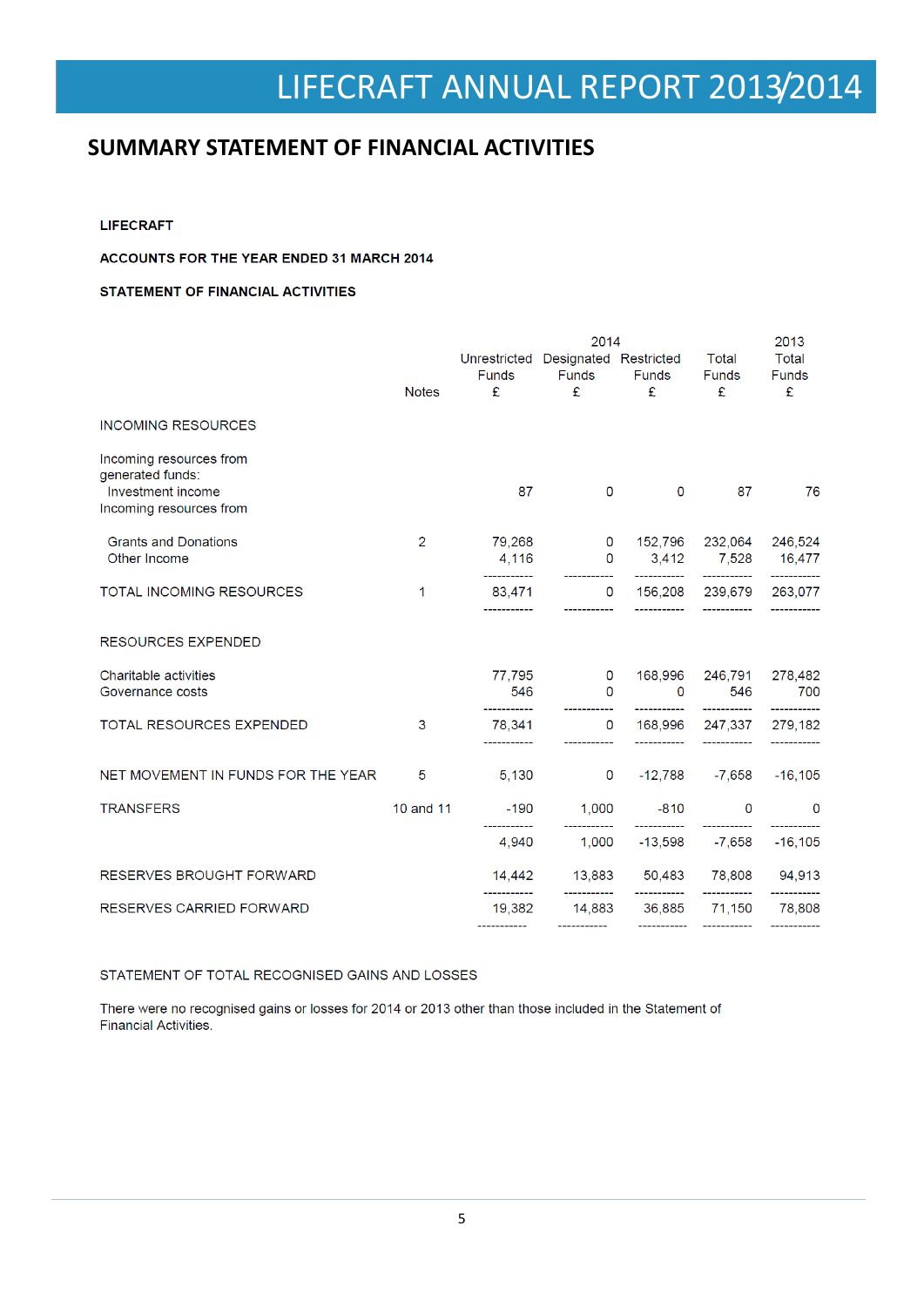## SUMMARY STATEMENT OF FINANCIAL ACTIVITIES

**LIFECRAFT**

**ACCOUNTS FOR THE YEAR ENDED 31 MARCH 2014**

**STATEMENT OF FINANCIAL ACTIVITIES**

| | Notes | 2014 Unrestricted Funds £ | 2014 Designated Funds £ | 2014 Restricted Funds £ | 2014 Total Funds £ | 2013 Total Funds £ |
|---|---|---|---|---|---|---|
| INCOMING RESOURCES | | | | | | |
| Incoming resources from generated funds: | | | | | | |
| Investment income | | 87 | 0 | 0 | 87 | 76 |
| Incoming resources from | | | | | | |
| Grants and Donations | 2 | 79,268 | 0 | 152,796 | 232,064 | 246,524 |
| Other Income | | 4,116 | 0 | 3,412 | 7,528 | 16,477 |
| TOTAL INCOMING RESOURCES | 1 | 83,471 | 0 | 156,208 | 239,679 | 263,077 |
| RESOURCES EXPENDED | | | | | | |
| Charitable activities | | 77,795 | 0 | 168,996 | 246,791 | 278,482 |
| Governance costs | | 546 | 0 | 0 | 546 | 700 |
| TOTAL RESOURCES EXPENDED | 3 | 78,341 | 0 | 168,996 | 247,337 | 279,182 |
| NET MOVEMENT IN FUNDS FOR THE YEAR | 5 | 5,130 | 0 | -12,788 | -7,658 | -16,105 |
| TRANSFERS | 10 and 11 | -190 | 1,000 | -810 | 0 | 0 |
| | | 4,940 | 1,000 | -13,598 | -7,658 | -16,105 |
| RESERVES BROUGHT FORWARD | | 14,442 | 13,883 | 50,483 | 78,808 | 94,913 |
| RESERVES CARRIED FORWARD | | 19,382 | 14,883 | 36,885 | 71,150 | 78,808 |

STATEMENT OF TOTAL RECOGNISED GAINS AND LOSSES

There were no recognised gains or losses for 2014 or 2013 other than those included in the Statement of Financial Activities.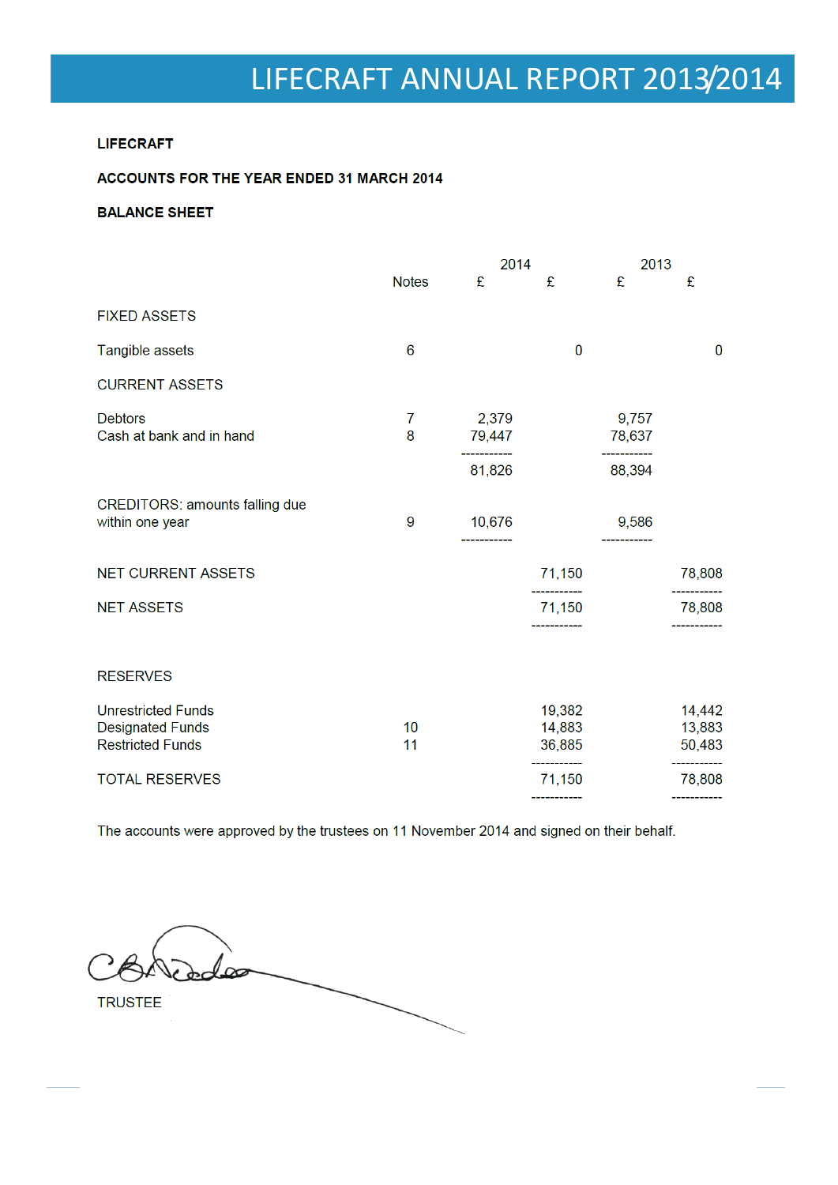**LIFECRAFT**

**ACCOUNTS FOR THE YEAR ENDED 31 MARCH 2014**

**BALANCE SHEET**

| | Notes | 2014 £ | 2014 £ | 2013 £ | 2013 £ |
|---|---|---|---|---|---|
| FIXED ASSETS | | | | | |
| Tangible assets | 6 | | 0 | | 0 |
| CURRENT ASSETS | | | | | |
| Debtors | 7 | 2,379 | | 9,757 | |
| Cash at bank and in hand | 8 | 79,447 | | 78,637 | |
| | | 81,826 | | 88,394 | |
| CREDITORS: amounts falling due within one year | 9 | 10,676 | | 9,586 | |
| NET CURRENT ASSETS | | | 71,150 | | 78,808 |
| NET ASSETS | | | 71,150 | | 78,808 |
| RESERVES | | | | | |
| Unrestricted Funds | | | 19,382 | | 14,442 |
| Designated Funds | 10 | | 14,883 | | 13,883 |
| Restricted Funds | 11 | | 36,885 | | 50,483 |
| TOTAL RESERVES | | | 71,150 | | 78,808 |

The accounts were approved by the trustees on 11 November 2014 and signed on their behalf.

TRUSTEE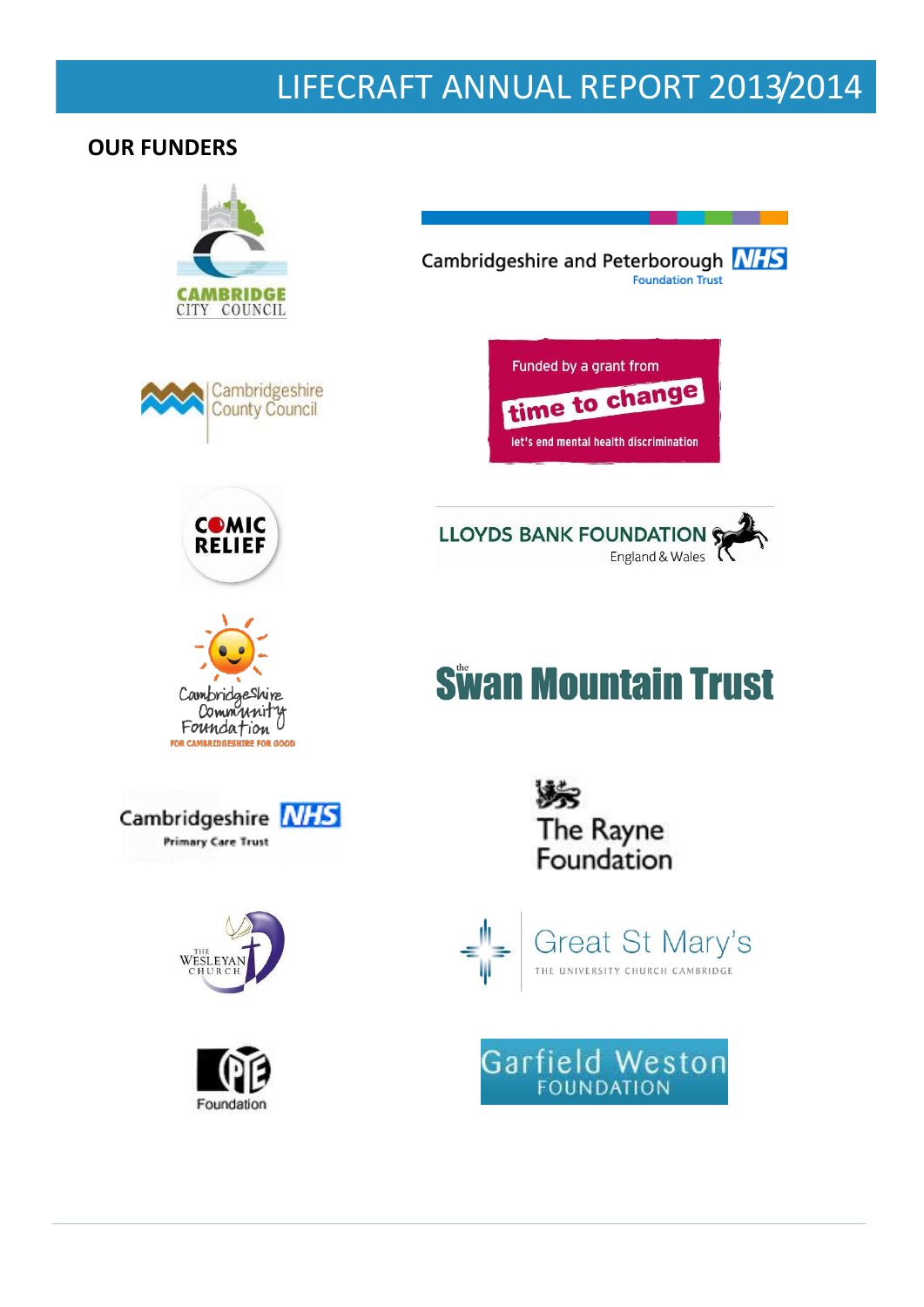# LIFECRAFT ANNUAL REPORT 2013/2014

## OUR FUNDERS

CAMBRIDGE CITY COUNCIL

Cambridgeshire and Peterborough NHS Foundation Trust

Cambridgeshire County Council

Funded by a grant from time to change let's end mental health discrimination

COMIC RELIEF

LLOYDS BANK FOUNDATION England & Wales

Cambridgeshire Community Foundation FOR CAMBRIDGESHIRE FOR GOOD

the Swan Mountain Trust

Cambridgeshire NHS Primary Care Trust

The Rayne Foundation

THE WESLEYAN CHURCH

Great St Mary's THE UNIVERSITY CHURCH CAMBRIDGE

PF Foundation

Garfield Weston FOUNDATION